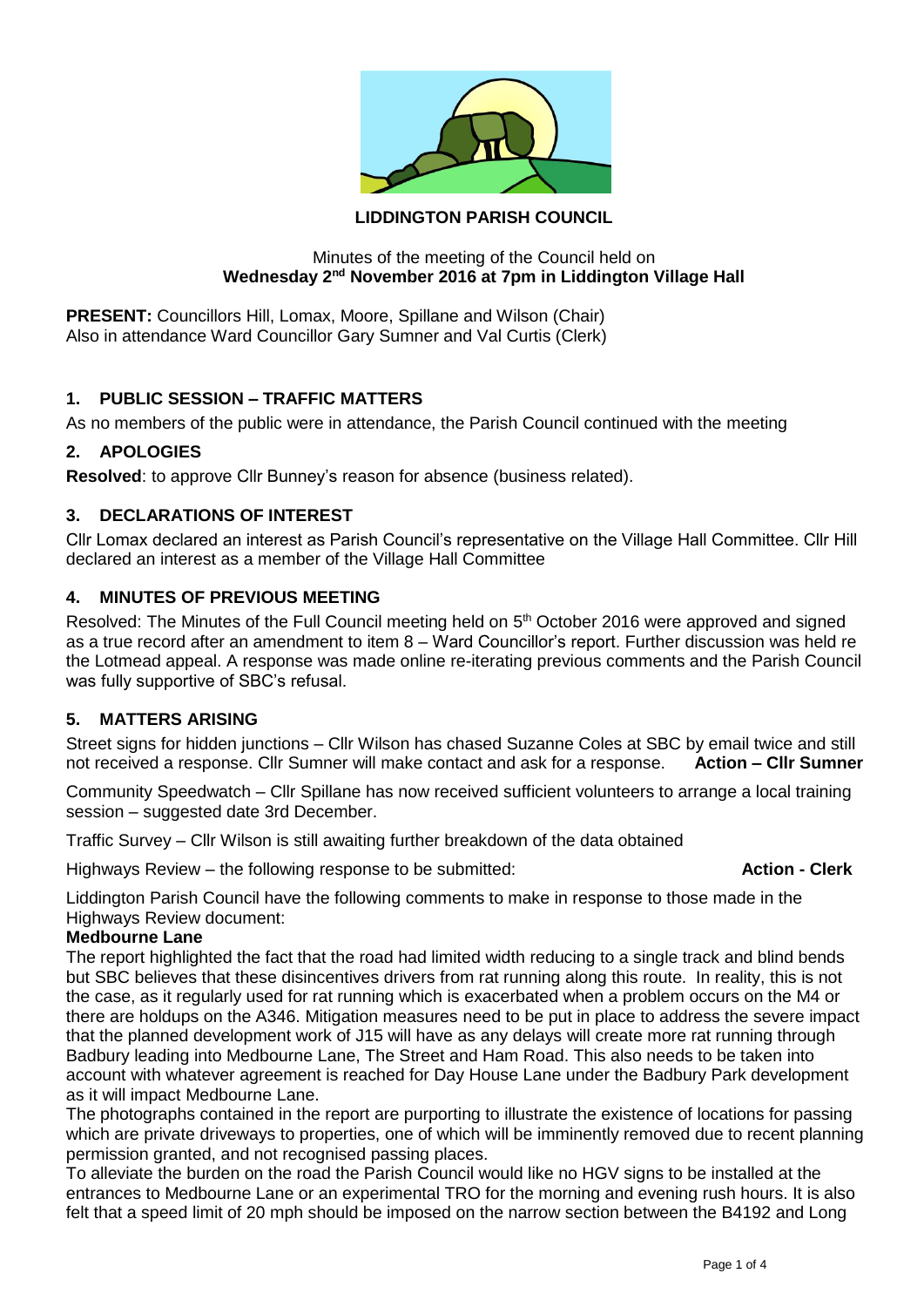**LIDDINGTON PARISH COUNCIL**

Minutes of the meeting of the Council held on
**Wednesday 2nd November 2016 at 7pm in Liddington Village Hall**

**PRESENT:** Councillors Hill, Lomax, Moore, Spillane and Wilson (Chair)
Also in attendance Ward Councillor Gary Sumner and Val Curtis (Clerk)

## 1. PUBLIC SESSION – TRAFFIC MATTERS

As no members of the public were in attendance, the Parish Council continued with the meeting

## 2. APOLOGIES

**Resolved**: to approve Cllr Bunney's reason for absence (business related).

## 3. DECLARATIONS OF INTEREST

Cllr Lomax declared an interest as Parish Council's representative on the Village Hall Committee. Cllr Hill declared an interest as a member of the Village Hall Committee

## 4. MINUTES OF PREVIOUS MEETING

Resolved: The Minutes of the Full Council meeting held on 5th October 2016 were approved and signed as a true record after an amendment to item 8 – Ward Councillor's report. Further discussion was held re the Lotmead appeal. A response was made online re-iterating previous comments and the Parish Council was fully supportive of SBC's refusal.

## 5. MATTERS ARISING

Street signs for hidden junctions – Cllr Wilson has chased Suzanne Coles at SBC by email twice and still not received a response. Cllr Sumner will make contact and ask for a response. **Action – Cllr Sumner**

Community Speedwatch – Cllr Spillane has now received sufficient volunteers to arrange a local training session – suggested date 3rd December.

Traffic Survey – Cllr Wilson is still awaiting further breakdown of the data obtained

Highways Review – the following response to be submitted: **Action - Clerk**

Liddington Parish Council have the following comments to make in response to those made in the Highways Review document:

**Medbourne Lane**

The report highlighted the fact that the road had limited width reducing to a single track and blind bends but SBC believes that these disincentives drivers from rat running along this route. In reality, this is not the case, as it regularly used for rat running which is exacerbated when a problem occurs on the M4 or there are holdups on the A346. Mitigation measures need to be put in place to address the severe impact that the planned development work of J15 will have as any delays will create more rat running through Badbury leading into Medbourne Lane, The Street and Ham Road. This also needs to be taken into account with whatever agreement is reached for Day House Lane under the Badbury Park development as it will impact Medbourne Lane.

The photographs contained in the report are purporting to illustrate the existence of locations for passing which are private driveways to properties, one of which will be imminently removed due to recent planning permission granted, and not recognised passing places.

To alleviate the burden on the road the Parish Council would like no HGV signs to be installed at the entrances to Medbourne Lane or an experimental TRO for the morning and evening rush hours. It is also felt that a speed limit of 20 mph should be imposed on the narrow section between the B4192 and Long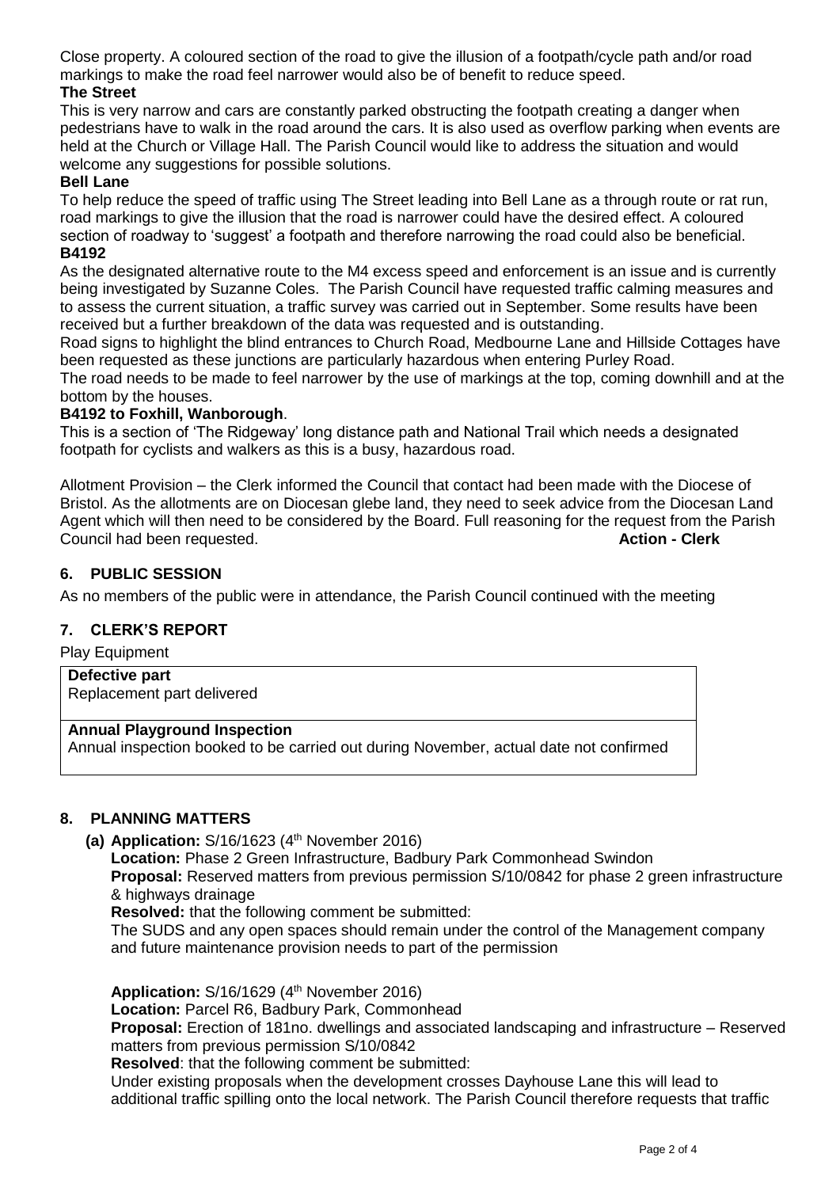Close property. A coloured section of the road to give the illusion of a footpath/cycle path and/or road markings to make the road feel narrower would also be of benefit to reduce speed.

**The Street**

This is very narrow and cars are constantly parked obstructing the footpath creating a danger when pedestrians have to walk in the road around the cars. It is also used as overflow parking when events are held at the Church or Village Hall. The Parish Council would like to address the situation and would welcome any suggestions for possible solutions.

**Bell Lane**

To help reduce the speed of traffic using The Street leading into Bell Lane as a through route or rat run, road markings to give the illusion that the road is narrower could have the desired effect. A coloured section of roadway to 'suggest' a footpath and therefore narrowing the road could also be beneficial.

**B4192**

As the designated alternative route to the M4 excess speed and enforcement is an issue and is currently being investigated by Suzanne Coles. The Parish Council have requested traffic calming measures and to assess the current situation, a traffic survey was carried out in September. Some results have been received but a further breakdown of the data was requested and is outstanding.

Road signs to highlight the blind entrances to Church Road, Medbourne Lane and Hillside Cottages have been requested as these junctions are particularly hazardous when entering Purley Road.

The road needs to be made to feel narrower by the use of markings at the top, coming downhill and at the bottom by the houses.

**B4192 to Foxhill, Wanborough**.

This is a section of 'The Ridgeway' long distance path and National Trail which needs a designated footpath for cyclists and walkers as this is a busy, hazardous road.

Allotment Provision – the Clerk informed the Council that contact had been made with the Diocese of Bristol. As the allotments are on Diocesan glebe land, they need to seek advice from the Diocesan Land Agent which will then need to be considered by the Board. Full reasoning for the request from the Parish Council had been requested. **Action - Clerk**

## 6. PUBLIC SESSION

As no members of the public were in attendance, the Parish Council continued with the meeting

## 7. CLERK'S REPORT

Play Equipment

| **Defective part** |
|---|
| Replacement part delivered |
| **Annual Playground Inspection** |
| Annual inspection booked to be carried out during November, actual date not confirmed |

## 8. PLANNING MATTERS

**(a) Application:** S/16/1623 (4th November 2016)

**Location:** Phase 2 Green Infrastructure, Badbury Park Commonhead Swindon

**Proposal:** Reserved matters from previous permission S/10/0842 for phase 2 green infrastructure & highways drainage

**Resolved:** that the following comment be submitted:

The SUDS and any open spaces should remain under the control of the Management company and future maintenance provision needs to part of the permission

**Application:** S/16/1629 (4th November 2016)

**Location:** Parcel R6, Badbury Park, Commonhead

**Proposal:** Erection of 181no. dwellings and associated landscaping and infrastructure – Reserved matters from previous permission S/10/0842

**Resolved**: that the following comment be submitted:

Under existing proposals when the development crosses Dayhouse Lane this will lead to additional traffic spilling onto the local network. The Parish Council therefore requests that traffic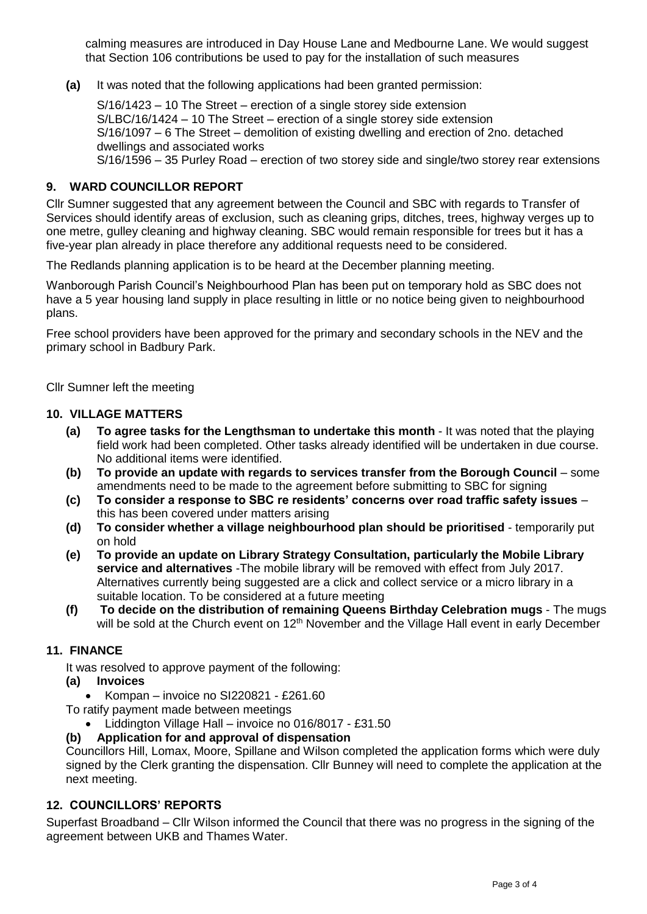calming measures are introduced in Day House Lane and Medbourne Lane. We would suggest that Section 106 contributions be used to pay for the installation of such measures

**(a)** It was noted that the following applications had been granted permission:

S/16/1423 – 10 The Street – erection of a single storey side extension
S/LBC/16/1424 – 10 The Street – erection of a single storey side extension
S/16/1097 – 6 The Street – demolition of existing dwelling and erection of 2no. detached dwellings and associated works
S/16/1596 – 35 Purley Road – erection of two storey side and single/two storey rear extensions

## 9. WARD COUNCILLOR REPORT

Cllr Sumner suggested that any agreement between the Council and SBC with regards to Transfer of Services should identify areas of exclusion, such as cleaning grips, ditches, trees, highway verges up to one metre, gulley cleaning and highway cleaning. SBC would remain responsible for trees but it has a five-year plan already in place therefore any additional requests need to be considered.

The Redlands planning application is to be heard at the December planning meeting.

Wanborough Parish Council's Neighbourhood Plan has been put on temporary hold as SBC does not have a 5 year housing land supply in place resulting in little or no notice being given to neighbourhood plans.

Free school providers have been approved for the primary and secondary schools in the NEV and the primary school in Badbury Park.

Cllr Sumner left the meeting

## 10. VILLAGE MATTERS

- **(a) To agree tasks for the Lengthsman to undertake this month** - It was noted that the playing field work had been completed. Other tasks already identified will be undertaken in due course. No additional items were identified.
- **(b) To provide an update with regards to services transfer from the Borough Council** – some amendments need to be made to the agreement before submitting to SBC for signing
- **(c) To consider a response to SBC re residents' concerns over road traffic safety issues** – this has been covered under matters arising
- **(d) To consider whether a village neighbourhood plan should be prioritised** - temporarily put on hold
- **(e) To provide an update on Library Strategy Consultation, particularly the Mobile Library service and alternatives** -The mobile library will be removed with effect from July 2017. Alternatives currently being suggested are a click and collect service or a micro library in a suitable location. To be considered at a future meeting
- **(f) To decide on the distribution of remaining Queens Birthday Celebration mugs** - The mugs will be sold at the Church event on 12th November and the Village Hall event in early December

## 11. FINANCE

It was resolved to approve payment of the following:

**(a) Invoices**

- Kompan – invoice no SI220821 - £261.60

To ratify payment made between meetings

- Liddington Village Hall – invoice no 016/8017 - £31.50

**(b) Application for and approval of dispensation**

Councillors Hill, Lomax, Moore, Spillane and Wilson completed the application forms which were duly signed by the Clerk granting the dispensation. Cllr Bunney will need to complete the application at the next meeting.

## 12. COUNCILLORS' REPORTS

Superfast Broadband – Cllr Wilson informed the Council that there was no progress in the signing of the agreement between UKB and Thames Water.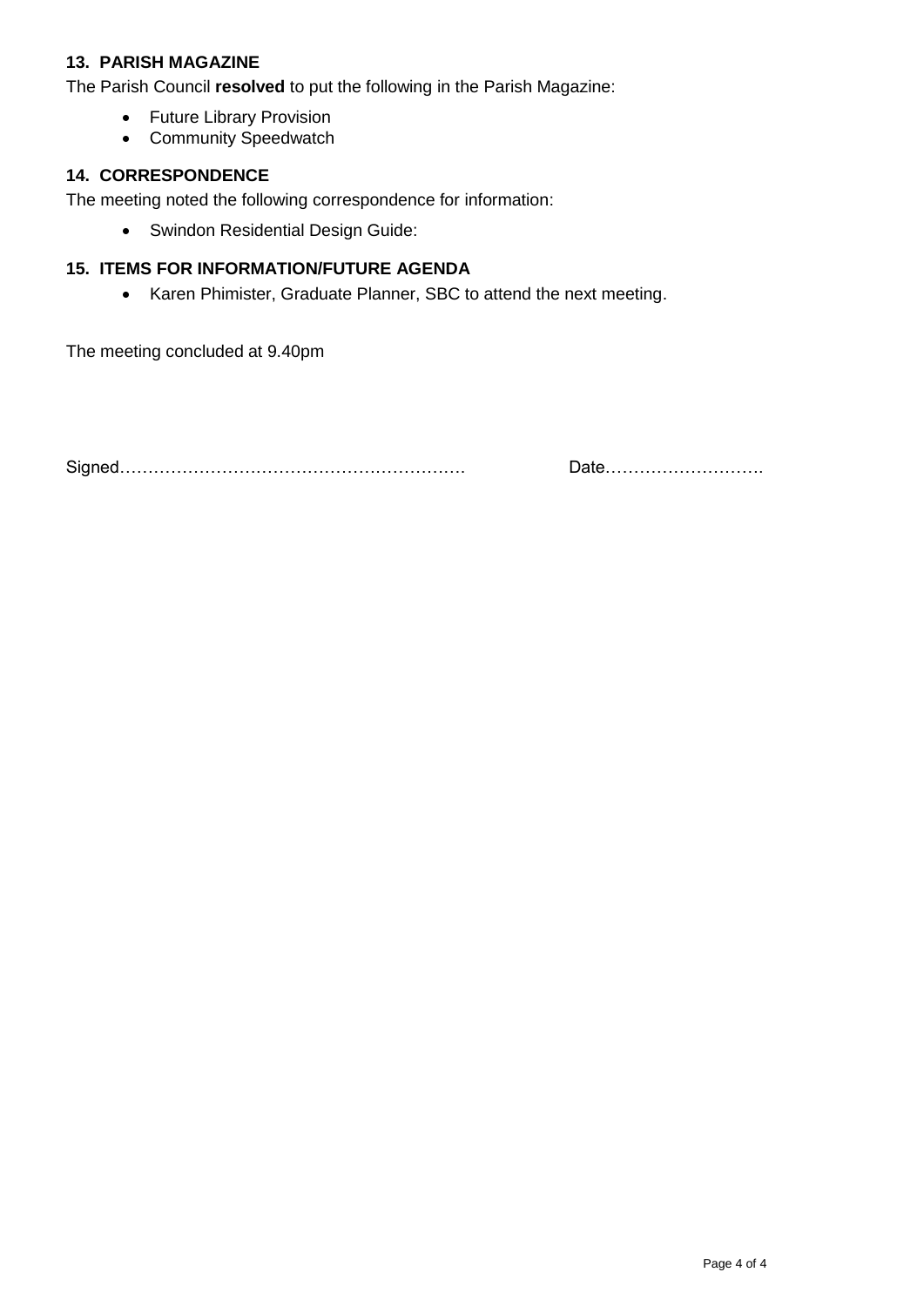### 13. PARISH MAGAZINE

The Parish Council **resolved** to put the following in the Parish Magazine:

- Future Library Provision
- Community Speedwatch

### 14. CORRESPONDENCE

The meeting noted the following correspondence for information:

- Swindon Residential Design Guide:

### 15. ITEMS FOR INFORMATION/FUTURE AGENDA

- Karen Phimister, Graduate Planner, SBC to attend the next meeting.

The meeting concluded at 9.40pm

Signed……………………………………………………   Date……………………….